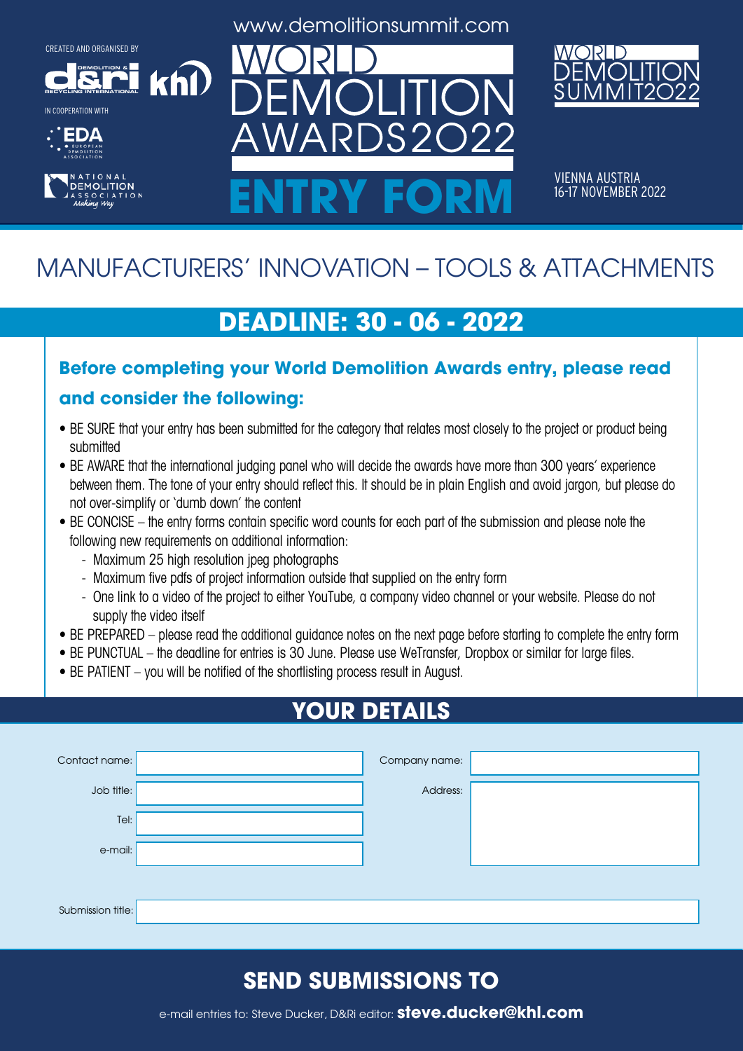CREATED AND ORGANISED BY

IN COOPERATION WITH

www.demolitionsummit.com

# WORLD DEMOLITION AWARDS2022

# ENTRY FORM

WORLD DEMOLITION SUMMIT2022

VIENNA AUSTRIA
16-17 NOVEMBER 2022

## MANUFACTURERS' INNOVATION – TOOLS & ATTACHMENTS

## DEADLINE: 30 - 06 - 2022

### Before completing your World Demolition Awards entry, please read and consider the following:

- BE SURE that your entry has been submitted for the category that relates most closely to the project or product being submitted
- BE AWARE that the international judging panel who will decide the awards have more than 300 years' experience between them. The tone of your entry should reflect this. It should be in plain English and avoid jargon, but please do not over-simplify or 'dumb down' the content
- BE CONCISE – the entry forms contain specific word counts for each part of the submission and please note the following new requirements on additional information:
  - Maximum 25 high resolution jpeg photographs
  - Maximum five pdfs of project information outside that supplied on the entry form
  - One link to a video of the project to either YouTube, a company video channel or your website. Please do not supply the video itself
- BE PREPARED – please read the additional guidance notes on the next page before starting to complete the entry form
- BE PUNCTUAL – the deadline for entries is 30 June. Please use WeTransfer, Dropbox or similar for large files.
- BE PATIENT – you will be notified of the shortlisting process result in August.

## YOUR DETAILS

Contact name:

Job title:

Tel:

e-mail:

Company name:

Address:

Submission title:

## SEND SUBMISSIONS TO

e-mail entries to: Steve Ducker, D&Ri editor: **steve.ducker@khl.com**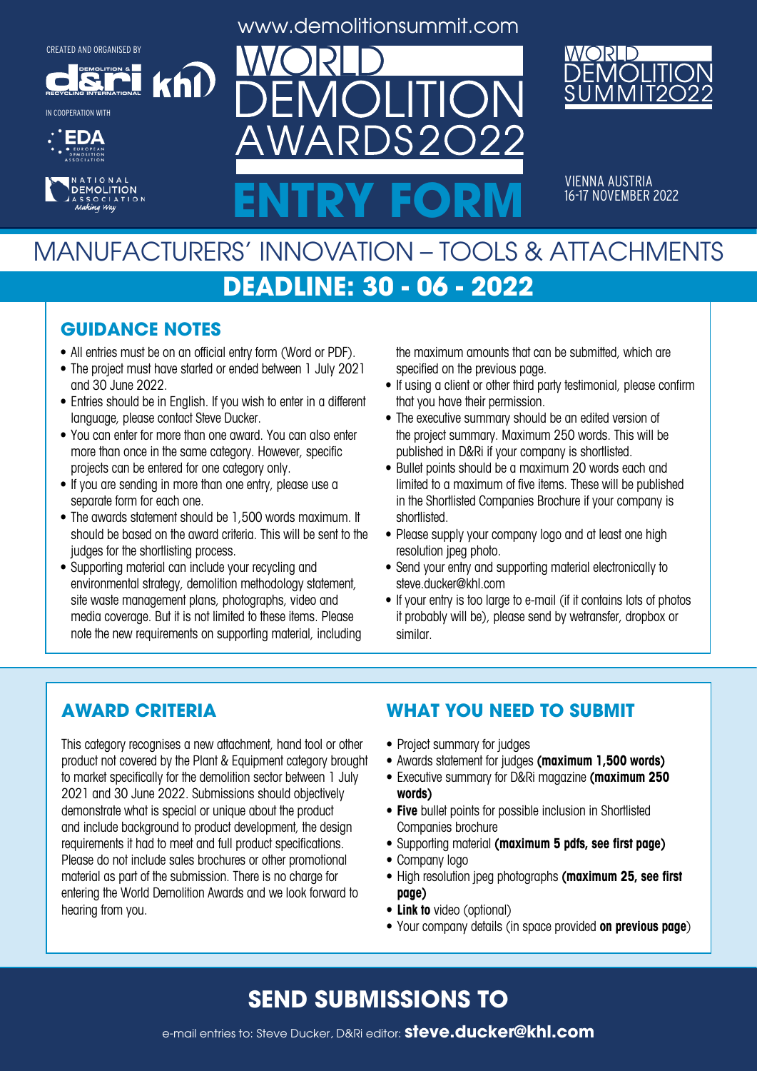CREATED AND ORGANISED BY

IN COOPERATION WITH

www.demolitionsummit.com

# WORLD DEMOLITION AWARDS2022

# ENTRY FORM

WORLD DEMOLITION SUMMIT2022

VIENNA AUSTRIA
16-17 NOVEMBER 2022

## MANUFACTURERS' INNOVATION – TOOLS & ATTACHMENTS

## DEADLINE: 30 - 06 - 2022

### GUIDANCE NOTES

- All entries must be on an official entry form (Word or PDF).
- The project must have started or ended between 1 July 2021 and 30 June 2022.
- Entries should be in English. If you wish to enter in a different language, please contact Steve Ducker.
- You can enter for more than one award. You can also enter more than once in the same category. However, specific projects can be entered for one category only.
- If you are sending in more than one entry, please use a separate form for each one.
- The awards statement should be 1,500 words maximum. It should be based on the award criteria. This will be sent to the judges for the shortlisting process.
- Supporting material can include your recycling and environmental strategy, demolition methodology statement, site waste management plans, photographs, video and media coverage. But it is not limited to these items. Please note the new requirements on supporting material, including the maximum amounts that can be submitted, which are specified on the previous page.
- If using a client or other third party testimonial, please confirm that you have their permission.
- The executive summary should be an edited version of the project summary. Maximum 250 words. This will be published in D&Ri if your company is shortlisted.
- Bullet points should be a maximum 20 words each and limited to a maximum of five items. These will be published in the Shortlisted Companies Brochure if your company is shortlisted.
- Please supply your company logo and at least one high resolution jpeg photo.
- Send your entry and supporting material electronically to steve.ducker@khl.com
- If your entry is too large to e-mail (if it contains lots of photos it probably will be), please send by wetransfer, dropbox or similar.

### AWARD CRITERIA

This category recognises a new attachment, hand tool or other product not covered by the Plant & Equipment category brought to market specifically for the demolition sector between 1 July 2021 and 30 June 2022. Submissions should objectively demonstrate what is special or unique about the product and include background to product development, the design requirements it had to meet and full product specifications. Please do not include sales brochures or other promotional material as part of the submission. There is no charge for entering the World Demolition Awards and we look forward to hearing from you.

### WHAT YOU NEED TO SUBMIT

- Project summary for judges
- Awards statement for judges **(maximum 1,500 words)**
- Executive summary for D&Ri magazine **(maximum 250 words)**
- **Five** bullet points for possible inclusion in Shortlisted Companies brochure
- Supporting material **(maximum 5 pdfs, see first page)**
- Company logo
- High resolution jpeg photographs **(maximum 25, see first page)**
- **Link to** video (optional)
- Your company details (in space provided **on previous page**)

## SEND SUBMISSIONS TO

e-mail entries to: Steve Ducker, D&Ri editor: **steve.ducker@khl.com**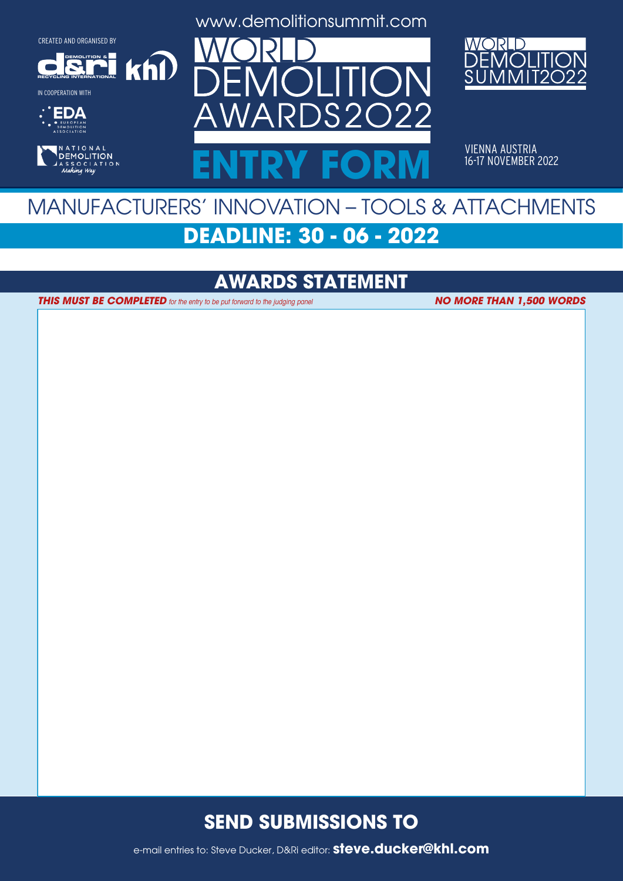CREATED AND ORGANISED BY

IN COOPERATION WITH

www.demolitionsummit.com

# WORLD DEMOLITION AWARDS2022

# ENTRY FORM

WORLD DEMOLITION SUMMIT2022

VIENNA AUSTRIA
16-17 NOVEMBER 2022

## MANUFACTURERS' INNOVATION – TOOLS & ATTACHMENTS

## DEADLINE: 30 - 06 - 2022

## AWARDS STATEMENT

***THIS MUST BE COMPLETED*** *for the entry to be put forward to the judging panel* ***NO MORE THAN 1,500 WORDS***

## SEND SUBMISSIONS TO

e-mail entries to: Steve Ducker, D&Ri editor: **steve.ducker@khl.com**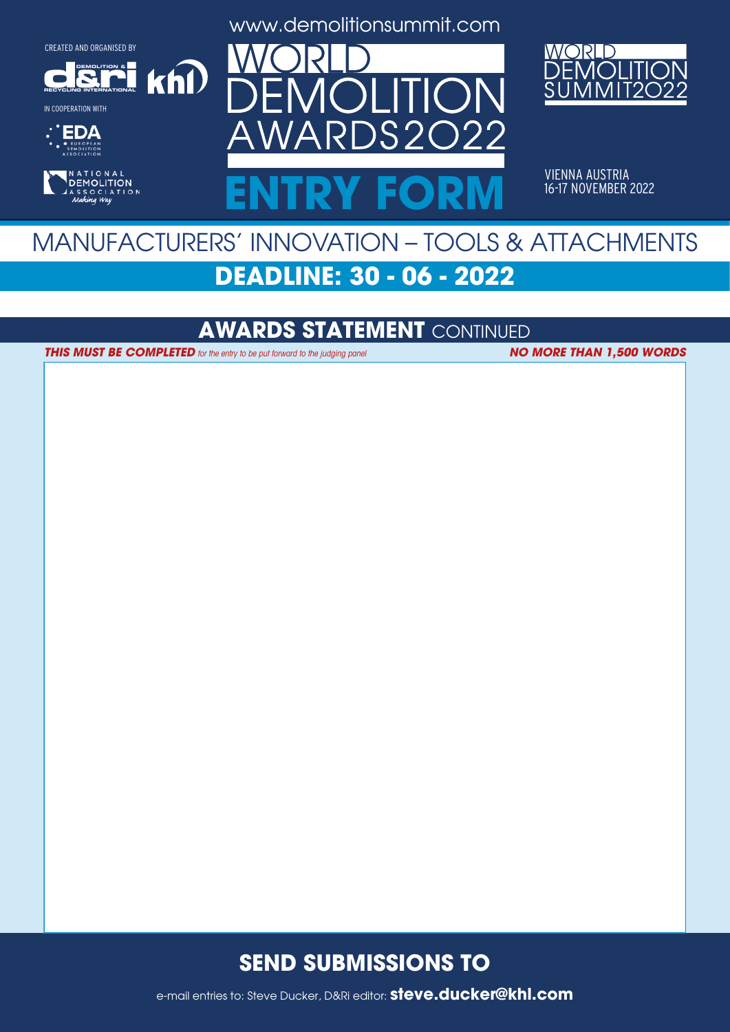CREATED AND ORGANISED BY

IN COOPERATION WITH

www.demolitionsummit.com

# WORLD DEMOLITION AWARDS2022

# ENTRY FORM

WORLD DEMOLITION SUMMIT2022

VIENNA AUSTRIA
16-17 NOVEMBER 2022

## MANUFACTURERS' INNOVATION – TOOLS & ATTACHMENTS

## DEADLINE: 30 - 06 - 2022

## AWARDS STATEMENT CONTINUED

***THIS MUST BE COMPLETED*** *for the entry to be put forward to the judging panel* ***NO MORE THAN 1,500 WORDS***

## SEND SUBMISSIONS TO

e-mail entries to: Steve Ducker, D&Ri editor: **steve.ducker@khl.com**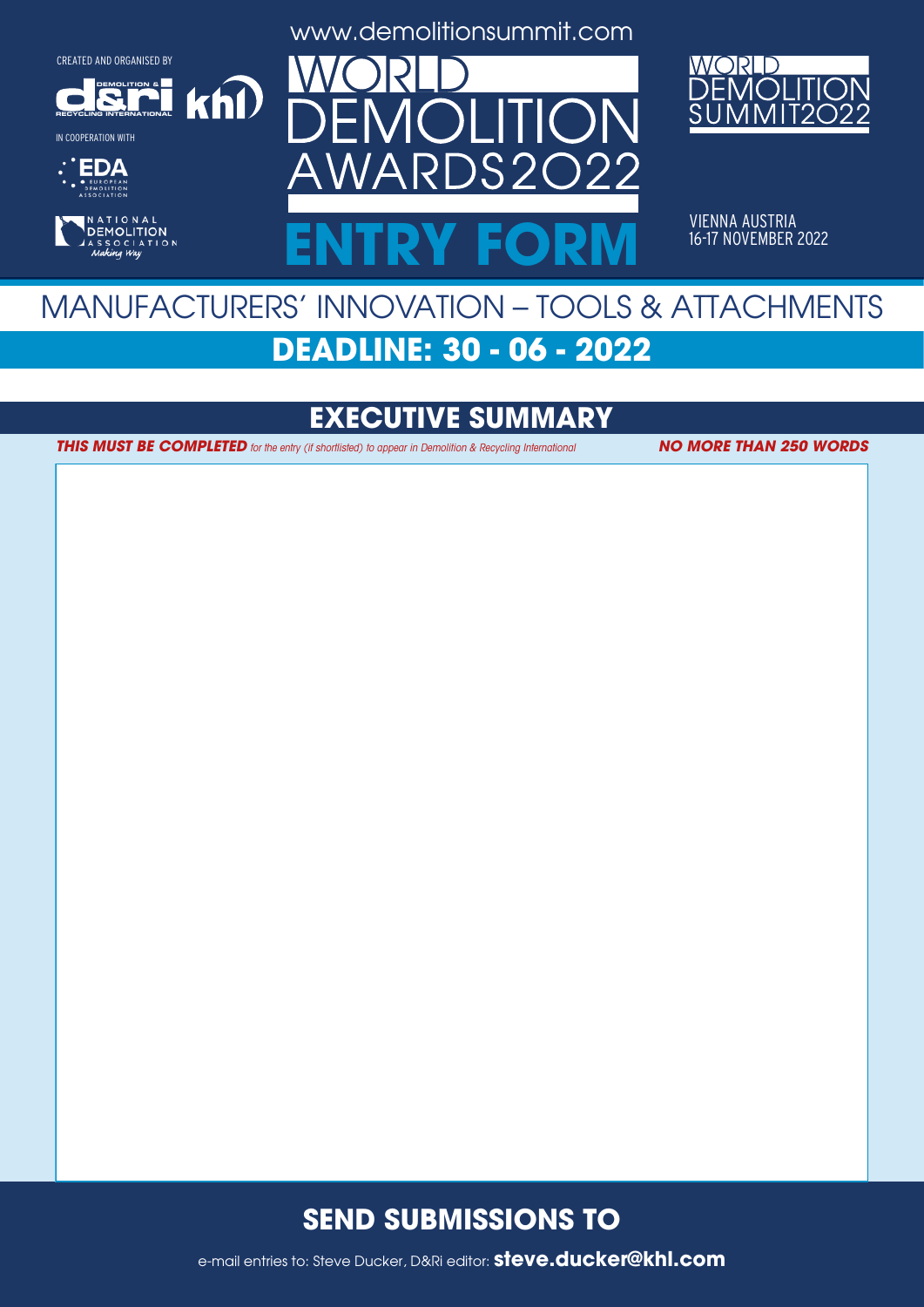CREATED AND ORGANISED BY

IN COOPERATION WITH

www.demolitionsummit.com

# WORLD DEMOLITION AWARDS 2022

# ENTRY FORM

WORLD DEMOLITION SUMMIT 2022

VIENNA AUSTRIA
16-17 NOVEMBER 2022

## MANUFACTURERS' INNOVATION – TOOLS & ATTACHMENTS

## DEADLINE: 30 - 06 - 2022

## EXECUTIVE SUMMARY

***THIS MUST BE COMPLETED*** *for the entry (if shortlisted) to appear in Demolition & Recycling International* ***NO MORE THAN 250 WORDS***

## SEND SUBMISSIONS TO

e-mail entries to: Steve Ducker, D&Ri editor: **steve.ducker@khl.com**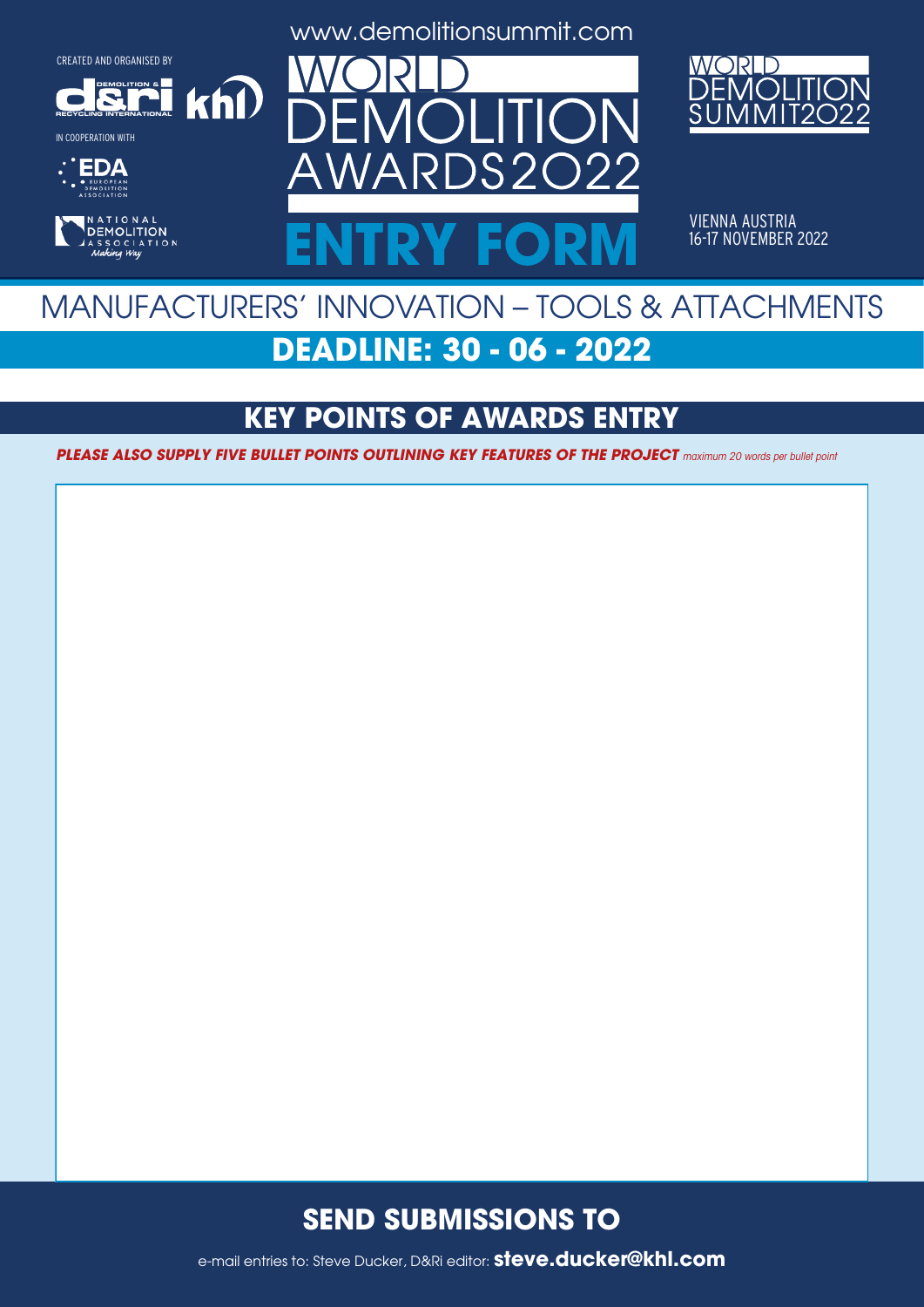CREATED AND ORGANISED BY

IN COOPERATION WITH

www.demolitionsummit.com

# WORLD DEMOLITION AWARDS 2022

# ENTRY FORM

WORLD DEMOLITION SUMMIT 2022

VIENNA AUSTRIA
16-17 NOVEMBER 2022

## MANUFACTURERS' INNOVATION – TOOLS & ATTACHMENTS

## DEADLINE: 30 - 06 - 2022

## KEY POINTS OF AWARDS ENTRY

***PLEASE ALSO SUPPLY FIVE BULLET POINTS OUTLINING KEY FEATURES OF THE PROJECT*** *maximum 20 words per bullet point*

## SEND SUBMISSIONS TO

e-mail entries to: Steve Ducker, D&Ri editor: **steve.ducker@khl.com**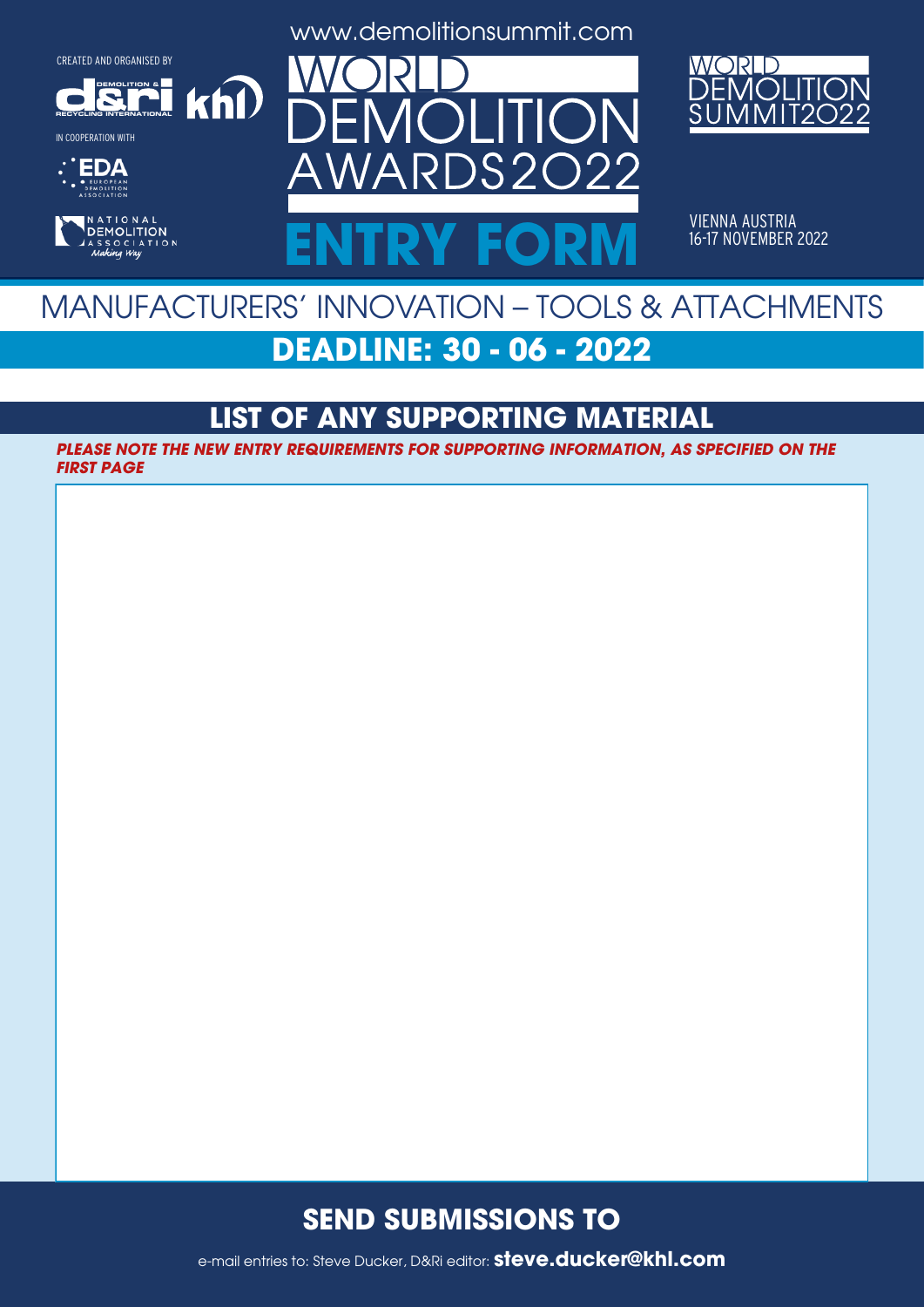CREATED AND ORGANISED BY

IN COOPERATION WITH

www.demolitionsummit.com

# WORLD DEMOLITION AWARDS2022

# ENTRY FORM

WORLD DEMOLITION SUMMIT2022

VIENNA AUSTRIA
16-17 NOVEMBER 2022

## MANUFACTURERS' INNOVATION – TOOLS & ATTACHMENTS

**DEADLINE: 30 - 06 - 2022**

## LIST OF ANY SUPPORTING MATERIAL

***PLEASE NOTE THE NEW ENTRY REQUIREMENTS FOR SUPPORTING INFORMATION, AS SPECIFIED ON THE FIRST PAGE***

## SEND SUBMISSIONS TO

e-mail entries to: Steve Ducker, D&Ri editor: **steve.ducker@khl.com**